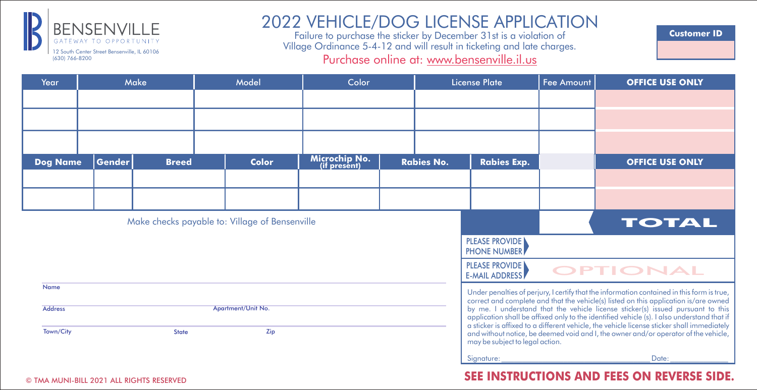BENSENVILLE

GATEWAY TO OPPORTUNITY

12 South Center Street Bensenville, IL 60106

(630) 766-8200

# 2022 VEHICLE/DOG LICENSE APPLICATION

Failure to purchase the sticker by December 31st is a violation of Village Ordinance 5-4-12 and will result in ticketing and late charges.

Purchase online at: www.bensenville.il.us

**Customer ID**

| Year | Make | Model | Color | License Plate | Fee Amount | **OFFICE USE ONLY** |
|---|---|---|---|---|---|---|
| | | | | | | |
| | | | | | | |
| | | | | | | |

| **Dog Name** | **Gender** | **Breed** | **Color** | **Microchip No. (if present)** | **Rabies No.** | **Rabies Exp.** | | **OFFICE USE ONLY** |
|---|---|---|---|---|---|---|---|---|
| | | | | | | | | |
| | | | | | | | | |

Make checks payable to: Village of Bensenville

**TOTAL**

PLEASE PROVIDE PHONE NUMBER

PLEASE PROVIDE E-MAIL ADDRESS — OPTIONAL

Name

Address　　　　Apartment/Unit No.

Town/City　　　　State　　　　Zip

Under penalties of perjury, I certify that the information contained in this form is true, correct and complete and that the vehicle(s) listed on this application is/are owned by me. I understand that the vehicle license sticker(s) issued pursuant to this application shall be affixed only to the identified vehicle (s). I also understand that if a sticker is affixed to a different vehicle, the vehicle license sticker shall immediately and without notice, be deemed void and I, the owner and/or operator of the vehicle, may be subject to legal action.

Signature: ______________________ Date: __________

**SEE INSTRUCTIONS AND FEES ON REVERSE SIDE.**

© TMA MUNI-BILL 2021 ALL RIGHTS RESERVED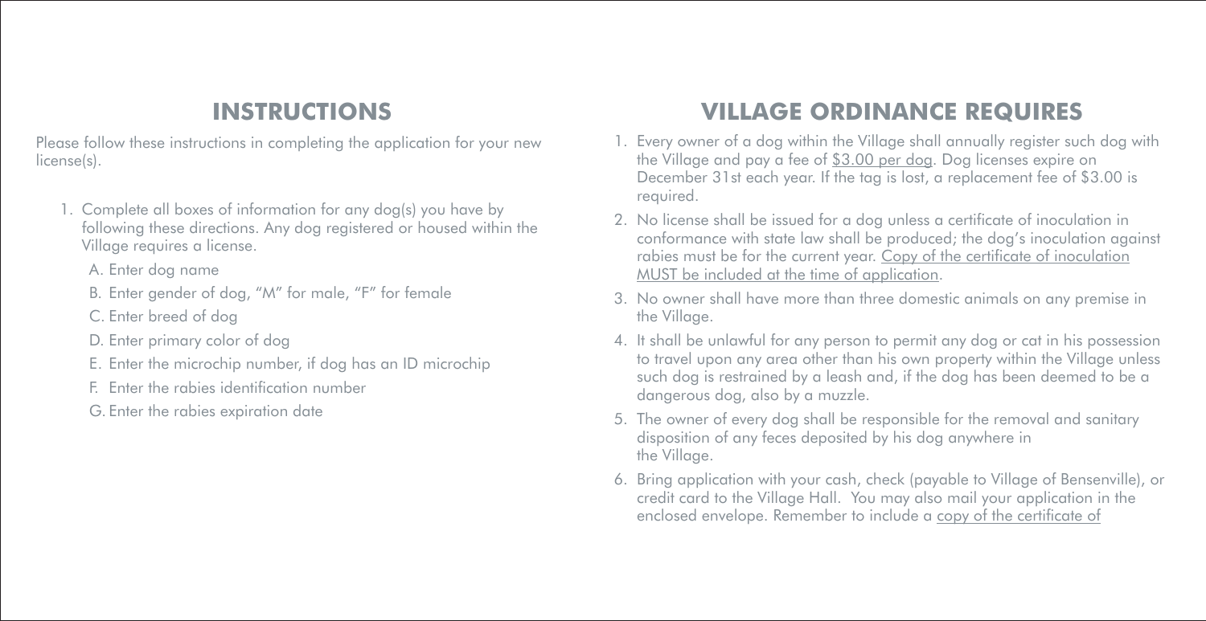## INSTRUCTIONS

Please follow these instructions in completing the application for your new license(s).

1. Complete all boxes of information for any dog(s) you have by following these directions. Any dog registered or housed within the Village requires a license.
   - A. Enter dog name
   - B. Enter gender of dog, "M" for male, "F" for female
   - C. Enter breed of dog
   - D. Enter primary color of dog
   - E. Enter the microchip number, if dog has an ID microchip
   - F. Enter the rabies identification number
   - G. Enter the rabies expiration date

## VILLAGE ORDINANCE REQUIRES

1. Every owner of a dog within the Village shall annually register such dog with the Village and pay a fee of <u>$3.00 per dog</u>. Dog licenses expire on December 31st each year. If the tag is lost, a replacement fee of $3.00 is required.
2. No license shall be issued for a dog unless a certificate of inoculation in conformance with state law shall be produced; the dog's inoculation against rabies must be for the current year. <u>Copy of the certificate of inoculation MUST be included at the time of application</u>.
3. No owner shall have more than three domestic animals on any premise in the Village.
4. It shall be unlawful for any person to permit any dog or cat in his possession to travel upon any area other than his own property within the Village unless such dog is restrained by a leash and, if the dog has been deemed to be a dangerous dog, also by a muzzle.
5. The owner of every dog shall be responsible for the removal and sanitary disposition of any feces deposited by his dog anywhere in the Village.
6. Bring application with your cash, check (payable to Village of Bensenville), or credit card to the Village Hall. You may also mail your application in the enclosed envelope. Remember to include a <u>copy of the certificate of</u>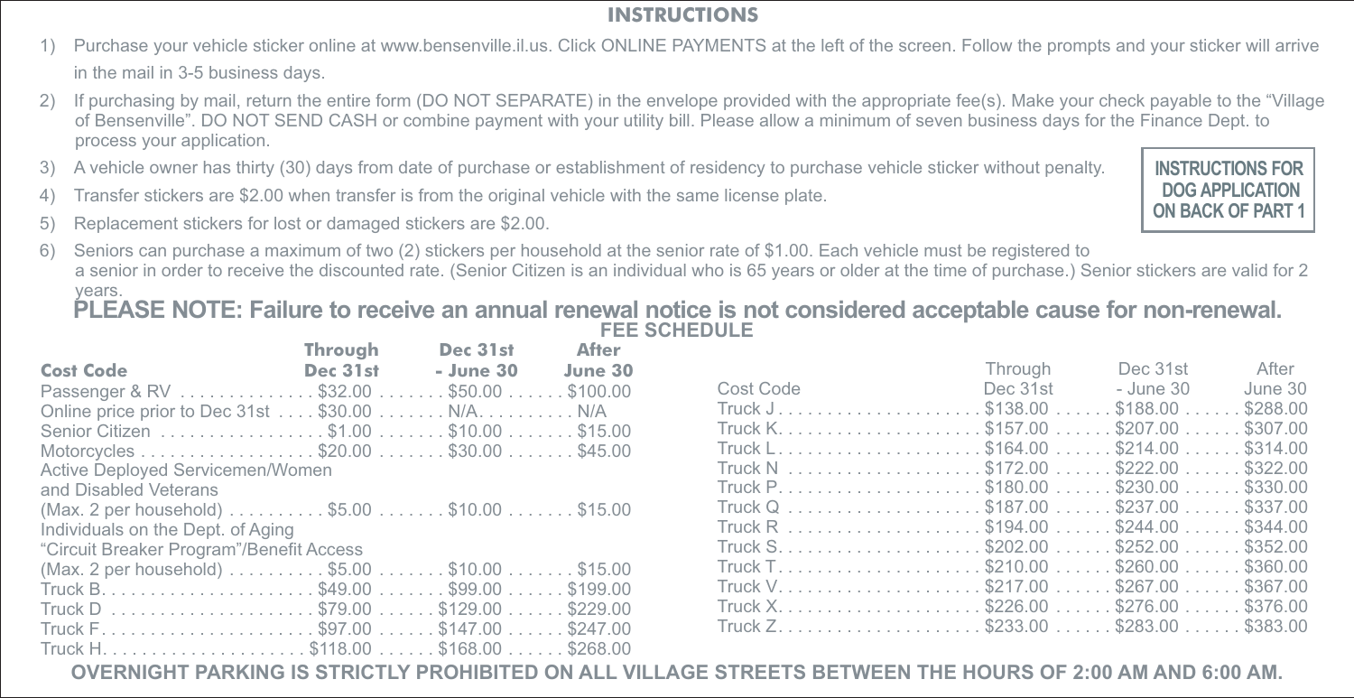## INSTRUCTIONS

1) Purchase your vehicle sticker online at www.bensenville.il.us. Click ONLINE PAYMENTS at the left of the screen. Follow the prompts and your sticker will arrive in the mail in 3-5 business days.
2) If purchasing by mail, return the entire form (DO NOT SEPARATE) in the envelope provided with the appropriate fee(s). Make your check payable to the "Village of Bensenville". DO NOT SEND CASH or combine payment with your utility bill. Please allow a minimum of seven business days for the Finance Dept. to process your application.
3) A vehicle owner has thirty (30) days from date of purchase or establishment of residency to purchase vehicle sticker without penalty.
4) Transfer stickers are $2.00 when transfer is from the original vehicle with the same license plate.
5) Replacement stickers for lost or damaged stickers are $2.00.
6) Seniors can purchase a maximum of two (2) stickers per household at the senior rate of $1.00. Each vehicle must be registered to a senior in order to receive the discounted rate. (Senior Citizen is an individual who is 65 years or older at the time of purchase.) Senior stickers are valid for 2 years.

**INSTRUCTIONS FOR DOG APPLICATION ON BACK OF PART 1**

**PLEASE NOTE: Failure to receive an annual renewal notice is not considered acceptable cause for non-renewal.**

### FEE SCHEDULE

| Cost Code | Through Dec 31st | Dec 31st - June 30 | After June 30 |
|---|---|---|---|
| Passenger & RV | $32.00 | $50.00 | $100.00 |
| Online price prior to Dec 31st | $30.00 | N/A | N/A |
| Senior Citizen | $1.00 | $10.00 | $15.00 |
| Motorcycles | $20.00 | $30.00 | $45.00 |
| Active Deployed Servicemen/Women and Disabled Veterans (Max. 2 per household) | $5.00 | $10.00 | $15.00 |
| Individuals on the Dept. of Aging "Circuit Breaker Program"/Benefit Access (Max. 2 per household) | $5.00 | $10.00 | $15.00 |
| Truck B | $49.00 | $99.00 | $199.00 |
| Truck D | $79.00 | $129.00 | $229.00 |
| Truck F | $97.00 | $147.00 | $247.00 |
| Truck H | $118.00 | $168.00 | $268.00 |

| Cost Code | Through Dec 31st | Dec 31st - June 30 | After June 30 |
|---|---|---|---|
| Truck J | $138.00 | $188.00 | $288.00 |
| Truck K | $157.00 | $207.00 | $307.00 |
| Truck L | $164.00 | $214.00 | $314.00 |
| Truck N | $172.00 | $222.00 | $322.00 |
| Truck P | $180.00 | $230.00 | $330.00 |
| Truck Q | $187.00 | $237.00 | $337.00 |
| Truck R | $194.00 | $244.00 | $344.00 |
| Truck S | $202.00 | $252.00 | $352.00 |
| Truck T | $210.00 | $260.00 | $360.00 |
| Truck V | $217.00 | $267.00 | $367.00 |
| Truck X | $226.00 | $276.00 | $376.00 |
| Truck Z | $233.00 | $283.00 | $383.00 |

**OVERNIGHT PARKING IS STRICTLY PROHIBITED ON ALL VILLAGE STREETS BETWEEN THE HOURS OF 2:00 AM AND 6:00 AM.**